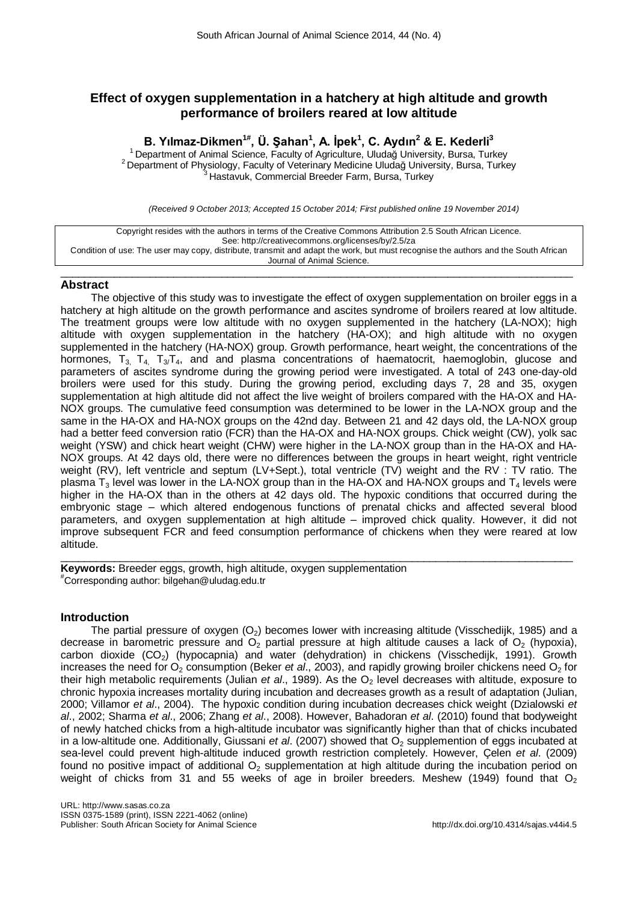# Effect of oxygen supplementation in a hatchery at high altitude and growth performance of broilers reared at low altitude

**B. Yılmaz-Dikmen[1#], Ü. Şahan[1], A. İpek[1], C. Aydın[2] & E. Kederli[3]**

[1] Department of Animal Science, Faculty of Agriculture, Uludağ University, Bursa, Turkey
[2] Department of Physiology, Faculty of Veterinary Medicine Uludağ University, Bursa, Turkey
[3] Hastavuk, Commercial Breeder Farm, Bursa, Turkey

*(Received 9 October 2013; Accepted 15 October 2014; First published online 19 November 2014)*

Copyright resides with the authors in terms of the Creative Commons Attribution 2.5 South African Licence.
See: http://creativecommons.org/licenses/by/2.5/za
Condition of use: The user may copy, distribute, transmit and adapt the work, but must recognise the authors and the South African Journal of Animal Science.

## Abstract

The objective of this study was to investigate the effect of oxygen supplementation on broiler eggs in a hatchery at high altitude on the growth performance and ascites syndrome of broilers reared at low altitude. The treatment groups were low altitude with no oxygen supplemented in the hatchery (LA-NOX); high altitude with oxygen supplementation in the hatchery (HA-OX); and high altitude with no oxygen supplemented in the hatchery (HA-NOX) group. Growth performance, heart weight, the concentrations of the hormones, $T_3$, $T_4$, $T_3/T_4$, and and plasma concentrations of haematocrit, haemoglobin, glucose and parameters of ascites syndrome during the growing period were investigated. A total of 243 one-day-old broilers were used for this study. During the growing period, excluding days 7, 28 and 35, oxygen supplementation at high altitude did not affect the live weight of broilers compared with the HA-OX and HA-NOX groups. The cumulative feed consumption was determined to be lower in the LA-NOX group and the same in the HA-OX and HA-NOX groups on the 42nd day. Between 21 and 42 days old, the LA-NOX group had a better feed conversion ratio (FCR) than the HA-OX and HA-NOX groups. Chick weight (CW), yolk sac weight (YSW) and chick heart weight (CHW) were higher in the LA-NOX group than in the HA-OX and HA-NOX groups. At 42 days old, there were no differences between the groups in heart weight, right ventricle weight (RV), left ventricle and septum (LV+Sept.), total ventricle (TV) weight and the RV : TV ratio. The plasma $T_3$ level was lower in the LA-NOX group than in the HA-OX and HA-NOX groups and $T_4$ levels were higher in the HA-OX than in the others at 42 days old. The hypoxic conditions that occurred during the embryonic stage – which altered endogenous functions of prenatal chicks and affected several blood parameters, and oxygen supplementation at high altitude – improved chick quality. However, it did not improve subsequent FCR and feed consumption performance of chickens when they were reared at low altitude.

**Keywords:** Breeder eggs, growth, high altitude, oxygen supplementation

[#]Corresponding author: bilgehan@uludag.edu.tr

## Introduction

The partial pressure of oxygen ($O_2$) becomes lower with increasing altitude (Visschedijk, 1985) and a decrease in barometric pressure and $O_2$ partial pressure at high altitude causes a lack of $O_2$ (hypoxia), carbon dioxide ($CO_2$) (hypocapnia) and water (dehydration) in chickens (Visschedijk, 1991). Growth increases the need for $O_2$ consumption (Beker *et al*., 2003), and rapidly growing broiler chickens need $O_2$ for their high metabolic requirements (Julian *et al*., 1989). As the $O_2$ level decreases with altitude, exposure to chronic hypoxia increases mortality during incubation and decreases growth as a result of adaptation (Julian, 2000; Villamor *et al*., 2004). The hypoxic condition during incubation decreases chick weight (Dzialowski *et al*., 2002; Sharma *et al*., 2006; Zhang *et al*., 2008). However, Bahadoran *et al*. (2010) found that bodyweight of newly hatched chicks from a high-altitude incubator was significantly higher than that of chicks incubated in a low-altitude one. Additionally, Giussani *et al*. (2007) showed that $O_2$ supplemention of eggs incubated at sea-level could prevent high-altitude induced growth restriction completely. However, Çelen *et al*. (2009) found no positive impact of additional $O_2$ supplementation at high altitude during the incubation period on weight of chicks from 31 and 55 weeks of age in broiler breeders. Meshew (1949) found that $O_2$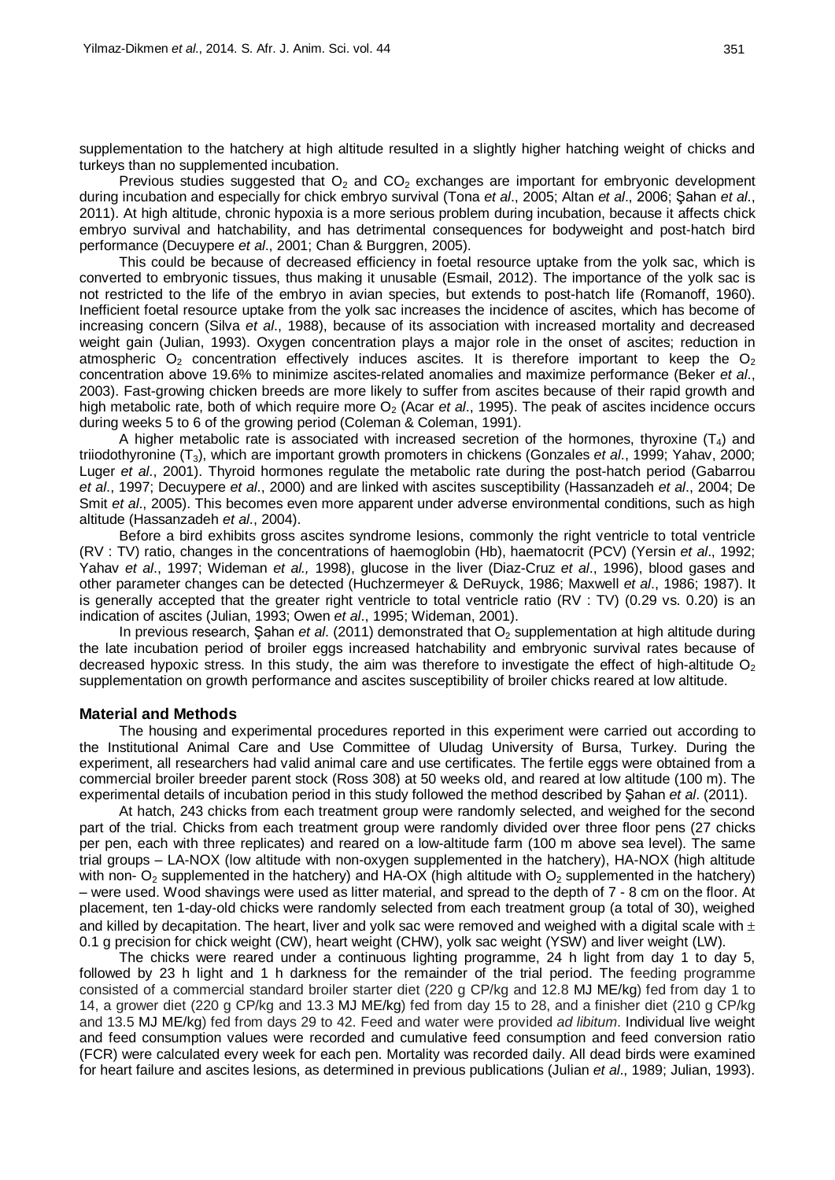supplementation to the hatchery at high altitude resulted in a slightly higher hatching weight of chicks and turkeys than no supplemented incubation.

Previous studies suggested that $O_2$ and $CO_2$ exchanges are important for embryonic development during incubation and especially for chick embryo survival (Tona *et al*., 2005; Altan *et al*., 2006; Şahan *et al*., 2011). At high altitude, chronic hypoxia is a more serious problem during incubation, because it affects chick embryo survival and hatchability, and has detrimental consequences for bodyweight and post-hatch bird performance (Decuypere *et al*., 2001; Chan & Burggren, 2005).

This could be because of decreased efficiency in foetal resource uptake from the yolk sac, which is converted to embryonic tissues, thus making it unusable (Esmail, 2012). The importance of the yolk sac is not restricted to the life of the embryo in avian species, but extends to post-hatch life (Romanoff, 1960). Inefficient foetal resource uptake from the yolk sac increases the incidence of ascites, which has become of increasing concern (Silva *et al*., 1988), because of its association with increased mortality and decreased weight gain (Julian, 1993). Oxygen concentration plays a major role in the onset of ascites; reduction in atmospheric $O_2$ concentration effectively induces ascites. It is therefore important to keep the $O_2$ concentration above 19.6% to minimize ascites-related anomalies and maximize performance (Beker *et al*., 2003). Fast-growing chicken breeds are more likely to suffer from ascites because of their rapid growth and high metabolic rate, both of which require more $O_2$ (Acar *et al*., 1995). The peak of ascites incidence occurs during weeks 5 to 6 of the growing period (Coleman & Coleman, 1991).

A higher metabolic rate is associated with increased secretion of the hormones, thyroxine ($T_4$) and triiodothyronine ($T_3$), which are important growth promoters in chickens (Gonzales *et al*., 1999; Yahav, 2000; Luger *et al*., 2001). Thyroid hormones regulate the metabolic rate during the post-hatch period (Gabarrou *et al*., 1997; Decuypere *et al*., 2000) and are linked with ascites susceptibility (Hassanzadeh *et al*., 2004; De Smit *et al*., 2005). This becomes even more apparent under adverse environmental conditions, such as high altitude (Hassanzadeh *et al*., 2004).

Before a bird exhibits gross ascites syndrome lesions, commonly the right ventricle to total ventricle (RV : TV) ratio, changes in the concentrations of haemoglobin (Hb), haematocrit (PCV) (Yersin *et al*., 1992; Yahav *et al*., 1997; Wideman *et al.,* 1998), glucose in the liver (Diaz-Cruz *et al*., 1996), blood gases and other parameter changes can be detected (Huchzermeyer & DeRuyck, 1986; Maxwell *et al*., 1986; 1987). It is generally accepted that the greater right ventricle to total ventricle ratio (RV : TV) (0.29 vs. 0.20) is an indication of ascites (Julian, 1993; Owen *et al*., 1995; Wideman, 2001).

In previous research, Şahan *et al*. (2011) demonstrated that $O_2$ supplementation at high altitude during the late incubation period of broiler eggs increased hatchability and embryonic survival rates because of decreased hypoxic stress. In this study, the aim was therefore to investigate the effect of high-altitude $O_2$ supplementation on growth performance and ascites susceptibility of broiler chicks reared at low altitude.

## Material and Methods

The housing and experimental procedures reported in this experiment were carried out according to the Institutional Animal Care and Use Committee of Uludag University of Bursa, Turkey. During the experiment, all researchers had valid animal care and use certificates. The fertile eggs were obtained from a commercial broiler breeder parent stock (Ross 308) at 50 weeks old, and reared at low altitude (100 m). The experimental details of incubation period in this study followed the method described by Şahan *et al*. (2011).

At hatch, 243 chicks from each treatment group were randomly selected, and weighed for the second part of the trial. Chicks from each treatment group were randomly divided over three floor pens (27 chicks per pen, each with three replicates) and reared on a low-altitude farm (100 m above sea level). The same trial groups – LA-NOX (low altitude with non-oxygen supplemented in the hatchery), HA-NOX (high altitude with non- $O_2$ supplemented in the hatchery) and HA-OX (high altitude with $O_2$ supplemented in the hatchery) – were used. Wood shavings were used as litter material, and spread to the depth of 7 - 8 cm on the floor. At placement, ten 1-day-old chicks were randomly selected from each treatment group (a total of 30), weighed and killed by decapitation. The heart, liver and yolk sac were removed and weighed with a digital scale with $\pm$ 0.1 g precision for chick weight (CW), heart weight (CHW), yolk sac weight (YSW) and liver weight (LW).

The chicks were reared under a continuous lighting programme, 24 h light from day 1 to day 5, followed by 23 h light and 1 h darkness for the remainder of the trial period. The feeding programme consisted of a commercial standard broiler starter diet (220 g CP/kg and 12.8 MJ ME/kg) fed from day 1 to 14, a grower diet (220 g CP/kg and 13.3 MJ ME/kg) fed from day 15 to 28, and a finisher diet (210 g CP/kg and 13.5 MJ ME/kg) fed from days 29 to 42. Feed and water were provided *ad libitum*. Individual live weight and feed consumption values were recorded and cumulative feed consumption and feed conversion ratio (FCR) were calculated every week for each pen. Mortality was recorded daily. All dead birds were examined for heart failure and ascites lesions, as determined in previous publications (Julian *et al*., 1989; Julian, 1993).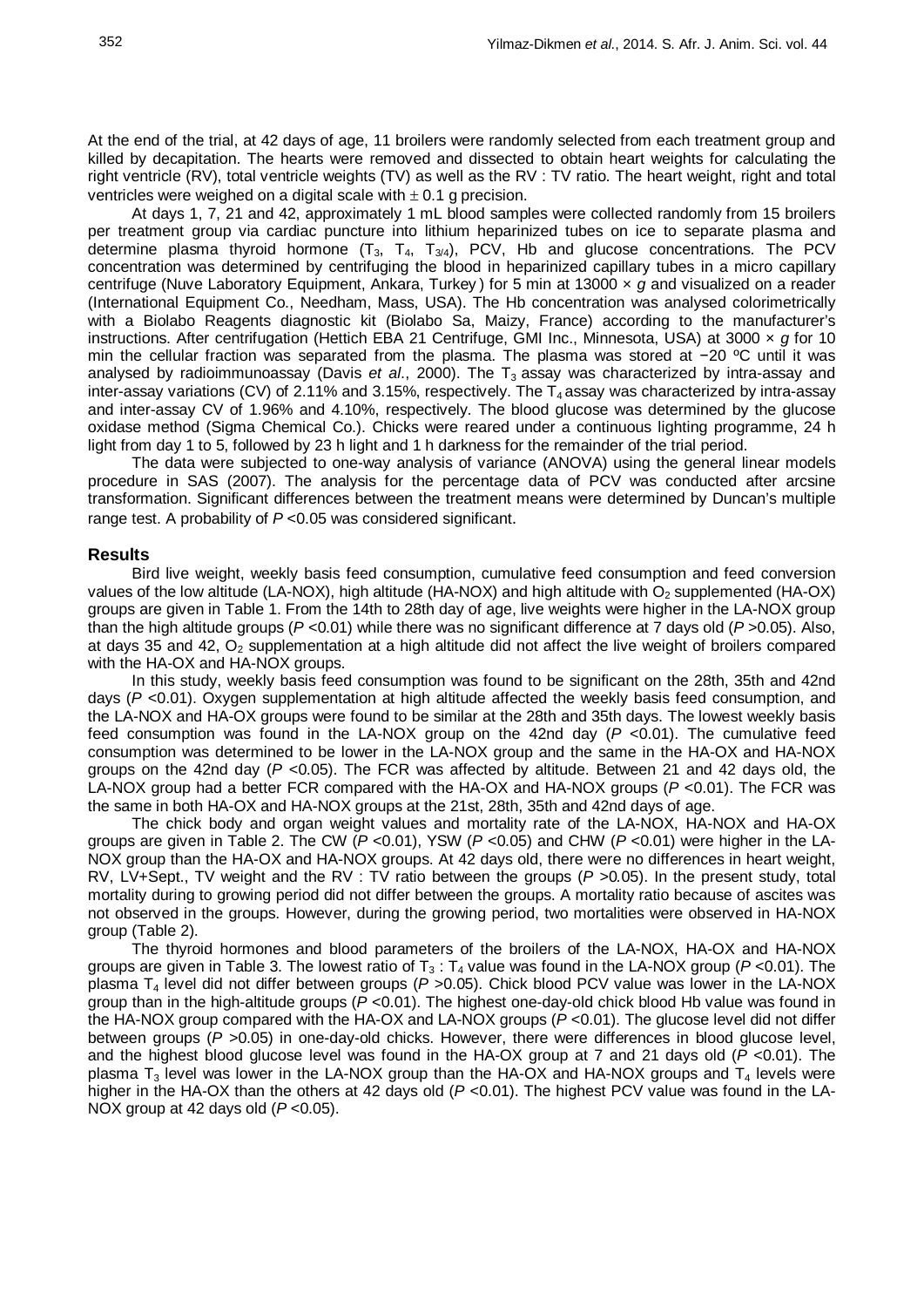At the end of the trial, at 42 days of age, 11 broilers were randomly selected from each treatment group and killed by decapitation. The hearts were removed and dissected to obtain heart weights for calculating the right ventricle (RV), total ventricle weights (TV) as well as the RV : TV ratio. The heart weight, right and total ventricles were weighed on a digital scale with $\pm$ 0.1 g precision.

At days 1, 7, 21 and 42, approximately 1 mL blood samples were collected randomly from 15 broilers per treatment group via cardiac puncture into lithium heparinized tubes on ice to separate plasma and determine plasma thyroid hormone ($T_3$, $T_4$, $T_{3/4}$), PCV, Hb and glucose concentrations. The PCV concentration was determined by centrifuging the blood in heparinized capillary tubes in a micro capillary centrifuge (Nuve Laboratory Equipment, Ankara, Turkey) for 5 min at 13000 × *g* and visualized on a reader (International Equipment Co., Needham, Mass, USA). The Hb concentration was analysed colorimetrically with a Biolabo Reagents diagnostic kit (Biolabo Sa, Maizy, France) according to the manufacturer's instructions. After centrifugation (Hettich EBA 21 Centrifuge, GMI Inc., Minnesota, USA) at 3000 × *g* for 10 min the cellular fraction was separated from the plasma. The plasma was stored at −20 ºC until it was analysed by radioimmunoassay (Davis *et al*., 2000). The $T_3$ assay was characterized by intra-assay and inter-assay variations (CV) of 2.11% and 3.15%, respectively. The $T_4$ assay was characterized by intra-assay and inter-assay CV of 1.96% and 4.10%, respectively. The blood glucose was determined by the glucose oxidase method (Sigma Chemical Co.). Chicks were reared under a continuous lighting programme, 24 h light from day 1 to 5, followed by 23 h light and 1 h darkness for the remainder of the trial period.

The data were subjected to one-way analysis of variance (ANOVA) using the general linear models procedure in SAS (2007). The analysis for the percentage data of PCV was conducted after arcsine transformation. Significant differences between the treatment means were determined by Duncan's multiple range test. A probability of $P$ <0.05 was considered significant.

## Results

Bird live weight, weekly basis feed consumption, cumulative feed consumption and feed conversion values of the low altitude (LA-NOX), high altitude (HA-NOX) and high altitude with $O_2$ supplemented (HA-OX) groups are given in Table 1. From the 14th to 28th day of age, live weights were higher in the LA-NOX group than the high altitude groups ($P$ <0.01) while there was no significant difference at 7 days old ($P$ >0.05). Also, at days 35 and 42, $O_2$ supplementation at a high altitude did not affect the live weight of broilers compared with the HA-OX and HA-NOX groups.

In this study, weekly basis feed consumption was found to be significant on the 28th, 35th and 42nd days ($P$ <0.01). Oxygen supplementation at high altitude affected the weekly basis feed consumption, and the LA-NOX and HA-OX groups were found to be similar at the 28th and 35th days. The lowest weekly basis feed consumption was found in the LA-NOX group on the 42nd day ($P$ <0.01). The cumulative feed consumption was determined to be lower in the LA-NOX group and the same in the HA-OX and HA-NOX groups on the 42nd day ($P$ <0.05). The FCR was affected by altitude. Between 21 and 42 days old, the LA-NOX group had a better FCR compared with the HA-OX and HA-NOX groups ($P$ <0.01). The FCR was the same in both HA-OX and HA-NOX groups at the 21st, 28th, 35th and 42nd days of age.

The chick body and organ weight values and mortality rate of the LA-NOX, HA-NOX and HA-OX groups are given in Table 2. The CW ($P$ <0.01), YSW ($P$ <0.05) and CHW ($P$ <0.01) were higher in the LA-NOX group than the HA-OX and HA-NOX groups. At 42 days old, there were no differences in heart weight, RV, LV+Sept., TV weight and the RV : TV ratio between the groups ($P$ >0.05). In the present study, total mortality during to growing period did not differ between the groups. A mortality ratio because of ascites was not observed in the groups. However, during the growing period, two mortalities were observed in HA-NOX group (Table 2).

The thyroid hormones and blood parameters of the broilers of the LA-NOX, HA-OX and HA-NOX groups are given in Table 3. The lowest ratio of $T_3$ : $T_4$ value was found in the LA-NOX group ($P$ <0.01). The plasma $T_4$ level did not differ between groups ($P$ >0.05). Chick blood PCV value was lower in the LA-NOX group than in the high-altitude groups ($P$ <0.01). The highest one-day-old chick blood Hb value was found in the HA-NOX group compared with the HA-OX and LA-NOX groups ($P$ <0.01). The glucose level did not differ between groups ($P$ >0.05) in one-day-old chicks. However, there were differences in blood glucose level, and the highest blood glucose level was found in the HA-OX group at 7 and 21 days old ($P$ <0.01). The plasma $T_3$ level was lower in the LA-NOX group than the HA-OX and HA-NOX groups and $T_4$ levels were higher in the HA-OX than the others at 42 days old ($P$ <0.01). The highest PCV value was found in the LA-NOX group at 42 days old ($P$ <0.05).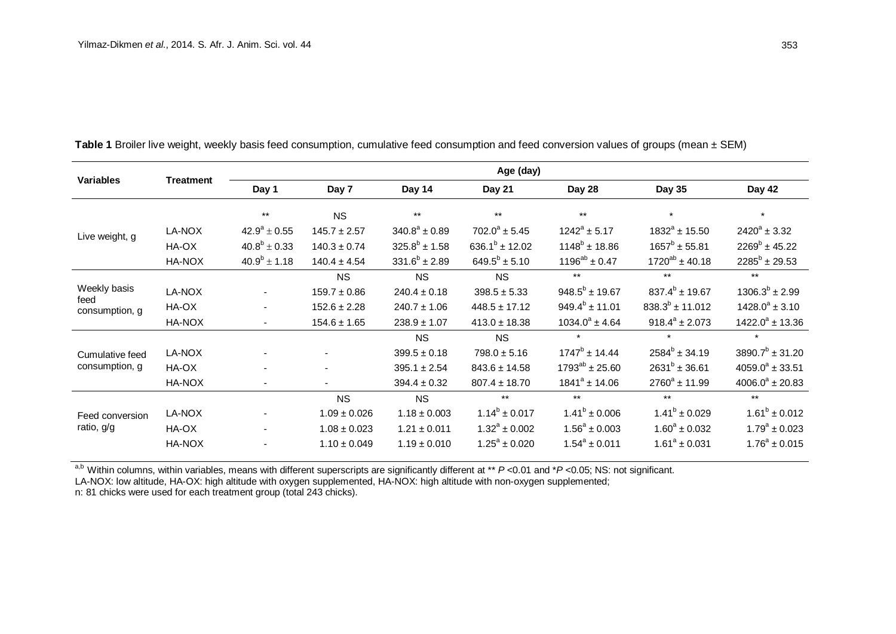**Table 1** Broiler live weight, weekly basis feed consumption, cumulative feed consumption and feed conversion values of groups (mean ± SEM)

| Variables | Treatment | Age (day) | | | | | | |
|---|---|---|---|---|---|---|---|---|
| | | Day 1 | Day 7 | Day 14 | Day 21 | Day 28 | Day 35 | Day 42 |
| Live weight, g | | ** | NS | ** | ** | ** | * | * |
| | LA-NOX | $42.9^{a} \pm 0.55$ | $145.7 \pm 2.57$ | $340.8^{a} \pm 0.89$ | $702.0^{a} \pm 5.45$ | $1242^{a} \pm 5.17$ | $1832^{a} \pm 15.50$ | $2420^{a} \pm 3.32$ |
| | HA-OX | $40.8^{b} \pm 0.33$ | $140.3 \pm 0.74$ | $325.8^{b} \pm 1.58$ | $636.1^{b} \pm 12.02$ | $1148^{b} \pm 18.86$ | $1657^{b} \pm 55.81$ | $2269^{b} \pm 45.22$ |
| | HA-NOX | $40.9^{b} \pm 1.18$ | $140.4 \pm 4.54$ | $331.6^{b} \pm 2.89$ | $649.5^{b} \pm 5.10$ | $1196^{ab} \pm 0.47$ | $1720^{ab} \pm 40.18$ | $2285^{b} \pm 29.53$ |
| Weekly basis feed consumption, g | | | NS | NS | NS | ** | ** | ** |
| | LA-NOX | - | $159.7 \pm 0.86$ | $240.4 \pm 0.18$ | $398.5 \pm 5.33$ | $948.5^{b} \pm 19.67$ | $837.4^{b} \pm 19.67$ | $1306.3^{b} \pm 2.99$ |
| | HA-OX | - | $152.6 \pm 2.28$ | $240.7 \pm 1.06$ | $448.5 \pm 17.12$ | $949.4^{b} \pm 11.01$ | $838.3^{b} \pm 11.012$ | $1428.0^{a} \pm 3.10$ |
| | HA-NOX | - | $154.6 \pm 1.65$ | $238.9 \pm 1.07$ | $413.0 \pm 18.38$ | $1034.0^{a} \pm 4.64$ | $918.4^{a} \pm 2.073$ | $1422.0^{a} \pm 13.36$ |
| Cumulative feed consumption, g | | | | NS | NS | * | * | * |
| | LA-NOX | - | - | $399.5 \pm 0.18$ | $798.0 \pm 5.16$ | $1747^{b} \pm 14.44$ | $2584^{b} \pm 34.19$ | $3890.7^{b} \pm 31.20$ |
| | HA-OX | - | - | $395.1 \pm 2.54$ | $843.6 \pm 14.58$ | $1793^{ab} \pm 25.60$ | $2631^{b} \pm 36.61$ | $4059.0^{a} \pm 33.51$ |
| | HA-NOX | - | - | $394.4 \pm 0.32$ | $807.4 \pm 18.70$ | $1841^{a} \pm 14.06$ | $2760^{a} \pm 11.99$ | $4006.0^{a} \pm 20.83$ |
| Feed conversion ratio, g/g | | | NS | NS | ** | ** | ** | ** |
| | LA-NOX | - | $1.09 \pm 0.026$ | $1.18 \pm 0.003$ | $1.14^{b} \pm 0.017$ | $1.41^{b} \pm 0.006$ | $1.41^{b} \pm 0.029$ | $1.61^{b} \pm 0.012$ |
| | HA-OX | - | $1.08 \pm 0.023$ | $1.21 \pm 0.011$ | $1.32^{a} \pm 0.002$ | $1.56^{a} \pm 0.003$ | $1.60^{a} \pm 0.032$ | $1.79^{a} \pm 0.023$ |
| | HA-NOX | - | $1.10 \pm 0.049$ | $1.19 \pm 0.010$ | $1.25^{a} \pm 0.020$ | $1.54^{a} \pm 0.011$ | $1.61^{a} \pm 0.031$ | $1.76^{a} \pm 0.015$ |

[a,b] Within columns, within variables, means with different superscripts are significantly different at ** $P$ <0.01 and *$P$ <0.05; NS: not significant.
LA-NOX: low altitude, HA-OX: high altitude with oxygen supplemented, HA-NOX: high altitude with non-oxygen supplemented;
n: 81 chicks were used for each treatment group (total 243 chicks).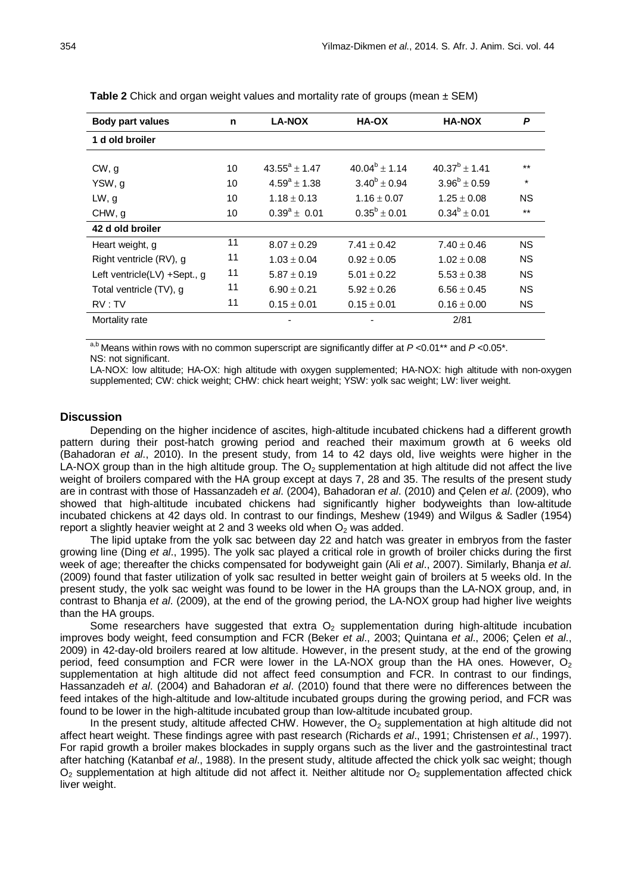**Table 2** Chick and organ weight values and mortality rate of groups (mean ± SEM)

| Body part values | n | LA-NOX | HA-OX | HA-NOX | P |
|---|---|---|---|---|---|
| **1 d old broiler** | | | | | |
| CW, g | 10 | $43.55^{a} \pm 1.47$ | $40.04^{b} \pm 1.14$ | $40.37^{b} \pm 1.41$ | ** |
| YSW, g | 10 | $4.59^{a} \pm 1.38$ | $3.40^{b} \pm 0.94$ | $3.96^{b} \pm 0.59$ | * |
| LW, g | 10 | $1.18 \pm 0.13$ | $1.16 \pm 0.07$ | $1.25 \pm 0.08$ | NS |
| CHW, g | 10 | $0.39^{a} \pm 0.01$ | $0.35^{b} \pm 0.01$ | $0.34^{b} \pm 0.01$ | ** |
| **42 d old broiler** | | | | | |
| Heart weight, g | 11 | $8.07 \pm 0.29$ | $7.41 \pm 0.42$ | $7.40 \pm 0.46$ | NS |
| Right ventricle (RV), g | 11 | $1.03 \pm 0.04$ | $0.92 \pm 0.05$ | $1.02 \pm 0.08$ | NS |
| Left ventricle(LV) +Sept., g | 11 | $5.87 \pm 0.19$ | $5.01 \pm 0.22$ | $5.53 \pm 0.38$ | NS |
| Total ventricle (TV), g | 11 | $6.90 \pm 0.21$ | $5.92 \pm 0.26$ | $6.56 \pm 0.45$ | NS |
| RV : TV | 11 | $0.15 \pm 0.01$ | $0.15 \pm 0.01$ | $0.16 \pm 0.00$ | NS |
| Mortality rate | | - | - | 2/81 | |

[a,b] Means within rows with no common superscript are significantly differ at $P$ <0.01** and $P$ <0.05*.
NS: not significant.

LA-NOX: low altitude; HA-OX: high altitude with oxygen supplemented; HA-NOX: high altitude with non-oxygen supplemented; CW: chick weight; CHW: chick heart weight; YSW: yolk sac weight; LW: liver weight.

## Discussion

Depending on the higher incidence of ascites, high-altitude incubated chickens had a different growth pattern during their post-hatch growing period and reached their maximum growth at 6 weeks old (Bahadoran *et al*., 2010). In the present study, from 14 to 42 days old, live weights were higher in the LA-NOX group than in the high altitude group. The $O_2$ supplementation at high altitude did not affect the live weight of broilers compared with the HA group except at days 7, 28 and 35. The results of the present study are in contrast with those of Hassanzadeh *et al*. (2004), Bahadoran *et al*. (2010) and Çelen *et al*. (2009), who showed that high-altitude incubated chickens had significantly higher bodyweights than low-altitude incubated chickens at 42 days old. In contrast to our findings, Meshew (1949) and Wilgus & Sadler (1954) report a slightly heavier weight at 2 and 3 weeks old when $O_2$ was added.

The lipid uptake from the yolk sac between day 22 and hatch was greater in embryos from the faster growing line (Ding *et al*., 1995). The yolk sac played a critical role in growth of broiler chicks during the first week of age; thereafter the chicks compensated for bodyweight gain (Ali *et al*., 2007). Similarly, Bhanja *et al*. (2009) found that faster utilization of yolk sac resulted in better weight gain of broilers at 5 weeks old. In the present study, the yolk sac weight was found to be lower in the HA groups than the LA-NOX group, and, in contrast to Bhanja *et al*. (2009), at the end of the growing period, the LA-NOX group had higher live weights than the HA groups.

Some researchers have suggested that extra $O_2$ supplementation during high-altitude incubation improves body weight, feed consumption and FCR (Beker *et al*., 2003; Quintana *et al*., 2006; Çelen *et al*., 2009) in 42-day-old broilers reared at low altitude. However, in the present study, at the end of the growing period, feed consumption and FCR were lower in the LA-NOX group than the HA ones. However, $O_2$ supplementation at high altitude did not affect feed consumption and FCR. In contrast to our findings, Hassanzadeh *et al*. (2004) and Bahadoran *et al*. (2010) found that there were no differences between the feed intakes of the high-altitude and low-altitude incubated groups during the growing period, and FCR was found to be lower in the high-altitude incubated group than low-altitude incubated group.

In the present study, altitude affected CHW. However, the $O_2$ supplementation at high altitude did not affect heart weight. These findings agree with past research (Richards *et al*., 1991; Christensen *et al*., 1997). For rapid growth a broiler makes blockades in supply organs such as the liver and the gastrointestinal tract after hatching (Katanbaf *et al*., 1988). In the present study, altitude affected the chick yolk sac weight; though $O_2$ supplementation at high altitude did not affect it. Neither altitude nor $O_2$ supplementation affected chick liver weight.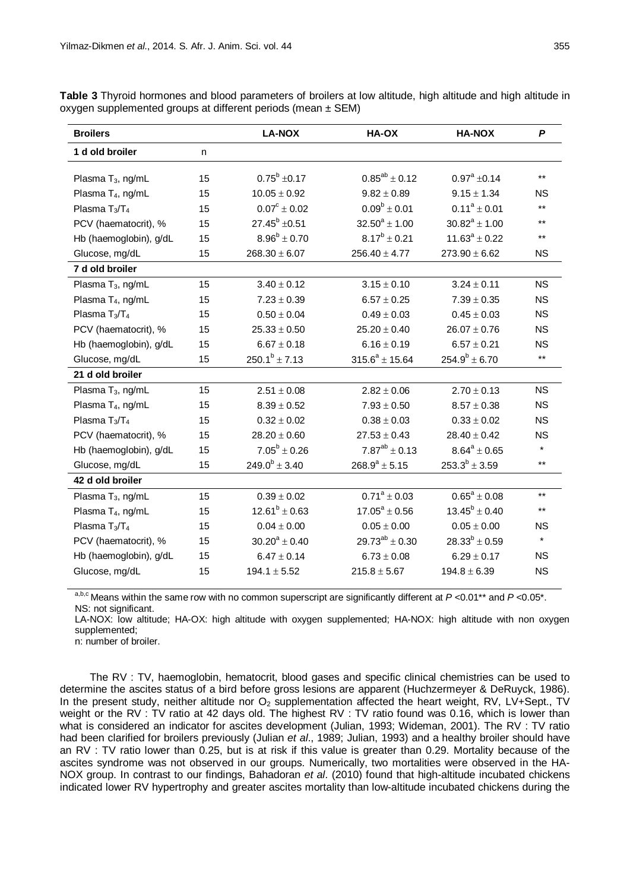**Table 3** Thyroid hormones and blood parameters of broilers at low altitude, high altitude and high altitude in oxygen supplemented groups at different periods (mean ± SEM)

| **Broilers** | | **LA-NOX** | **HA-OX** | **HA-NOX** | ***P*** |
|---|---|---|---|---|---|
| **1 d old broiler** | n | | | | |
| Plasma $T_3$, ng/mL | 15 | $0.75^b \pm 0.17$ | $0.85^{ab} \pm 0.12$ | $0.97^a \pm 0.14$ | ** |
| Plasma $T_4$, ng/mL | 15 | $10.05 \pm 0.92$ | $9.82 \pm 0.89$ | $9.15 \pm 1.34$ | NS |
| Plasma $T_3/T_4$ | 15 | $0.07^c \pm 0.02$ | $0.09^b \pm 0.01$ | $0.11^a \pm 0.01$ | ** |
| PCV (haematocrit), % | 15 | $27.45^b \pm 0.51$ | $32.50^a \pm 1.00$ | $30.82^a \pm 1.00$ | ** |
| Hb (haemoglobin), g/dL | 15 | $8.96^b \pm 0.70$ | $8.17^b \pm 0.21$ | $11.63^a \pm 0.22$ | ** |
| Glucose, mg/dL | 15 | $268.30 \pm 6.07$ | $256.40 \pm 4.77$ | $273.90 \pm 6.62$ | NS |
| **7 d old broiler** | | | | | |
| Plasma $T_3$, ng/mL | 15 | $3.40 \pm 0.12$ | $3.15 \pm 0.10$ | $3.24 \pm 0.11$ | NS |
| Plasma $T_4$, ng/mL | 15 | $7.23 \pm 0.39$ | $6.57 \pm 0.25$ | $7.39 \pm 0.35$ | NS |
| Plasma $T_3/T_4$ | 15 | $0.50 \pm 0.04$ | $0.49 \pm 0.03$ | $0.45 \pm 0.03$ | NS |
| PCV (haematocrit), % | 15 | $25.33 \pm 0.50$ | $25.20 \pm 0.40$ | $26.07 \pm 0.76$ | NS |
| Hb (haemoglobin), g/dL | 15 | $6.67 \pm 0.18$ | $6.16 \pm 0.19$ | $6.57 \pm 0.21$ | NS |
| Glucose, mg/dL | 15 | $250.1^b \pm 7.13$ | $315.6^a \pm 15.64$ | $254.9^b \pm 6.70$ | ** |
| **21 d old broiler** | | | | | |
| Plasma $T_3$, ng/mL | 15 | $2.51 \pm 0.08$ | $2.82 \pm 0.06$ | $2.70 \pm 0.13$ | NS |
| Plasma $T_4$, ng/mL | 15 | $8.39 \pm 0.52$ | $7.93 \pm 0.50$ | $8.57 \pm 0.38$ | NS |
| Plasma $T_3/T_4$ | 15 | $0.32 \pm 0.02$ | $0.38 \pm 0.03$ | $0.33 \pm 0.02$ | NS |
| PCV (haematocrit), % | 15 | $28.20 \pm 0.60$ | $27.53 \pm 0.43$ | $28.40 \pm 0.42$ | NS |
| Hb (haemoglobin), g/dL | 15 | $7.05^b \pm 0.26$ | $7.87^{ab} \pm 0.13$ | $8.64^a \pm 0.65$ | * |
| Glucose, mg/dL | 15 | $249.0^b \pm 3.40$ | $268.9^a \pm 5.15$ | $253.3^b \pm 3.59$ | ** |
| **42 d old broiler** | | | | | |
| Plasma $T_3$, ng/mL | 15 | $0.39 \pm 0.02$ | $0.71^a \pm 0.03$ | $0.65^a \pm 0.08$ | ** |
| Plasma $T_4$, ng/mL | 15 | $12.61^b \pm 0.63$ | $17.05^a \pm 0.56$ | $13.45^b \pm 0.40$ | ** |
| Plasma $T_3/T_4$ | 15 | $0.04 \pm 0.00$ | $0.05 \pm 0.00$ | $0.05 \pm 0.00$ | NS |
| PCV (haematocrit), % | 15 | $30.20^a \pm 0.40$ | $29.73^{ab} \pm 0.30$ | $28.33^b \pm 0.59$ | * |
| Hb (haemoglobin), g/dL | 15 | $6.47 \pm 0.14$ | $6.73 \pm 0.08$ | $6.29 \pm 0.17$ | NS |
| Glucose, mg/dL | 15 | $194.1 \pm 5.52$ | $215.8 \pm 5.67$ | $194.8 \pm 6.39$ | NS |

a,b,c Means within the same row with no common superscript are significantly different at $P$ <0.01** and $P$ <0.05*.
NS: not significant.
LA-NOX: low altitude; HA-OX: high altitude with oxygen supplemented; HA-NOX: high altitude with non oxygen supplemented;
n: number of broiler.

The RV : TV, haemoglobin, hematocrit, blood gases and specific clinical chemistries can be used to determine the ascites status of a bird before gross lesions are apparent (Huchzermeyer & DeRuyck, 1986). In the present study, neither altitude nor $O_2$ supplementation affected the heart weight, RV, LV+Sept., TV weight or the RV : TV ratio at 42 days old. The highest RV : TV ratio found was 0.16, which is lower than what is considered an indicator for ascites development (Julian, 1993; Wideman, 2001). The RV : TV ratio had been clarified for broilers previously (Julian *et al*., 1989; Julian, 1993) and a healthy broiler should have an RV : TV ratio lower than 0.25, but is at risk if this value is greater than 0.29. Mortality because of the ascites syndrome was not observed in our groups. Numerically, two mortalities were observed in the HA-NOX group. In contrast to our findings, Bahadoran *et al*. (2010) found that high-altitude incubated chickens indicated lower RV hypertrophy and greater ascites mortality than low-altitude incubated chickens during the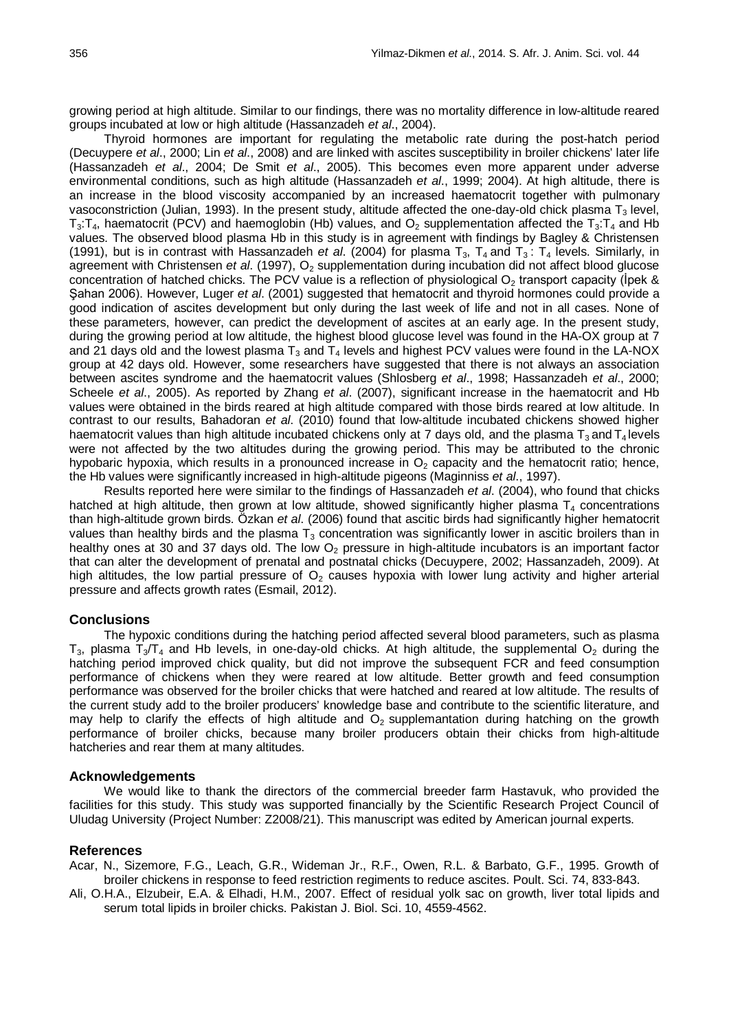growing period at high altitude. Similar to our findings, there was no mortality difference in low-altitude reared groups incubated at low or high altitude (Hassanzadeh *et al*., 2004).

Thyroid hormones are important for regulating the metabolic rate during the post-hatch period (Decuypere *et al*., 2000; Lin *et al*., 2008) and are linked with ascites susceptibility in broiler chickens' later life (Hassanzadeh *et al*., 2004; De Smit *et al*., 2005). This becomes even more apparent under adverse environmental conditions, such as high altitude (Hassanzadeh *et al*., 1999; 2004). At high altitude, there is an increase in the blood viscosity accompanied by an increased haematocrit together with pulmonary vasoconstriction (Julian, 1993). In the present study, altitude affected the one-day-old chick plasma $T_3$ level, $T_3$:$T_4$, haematocrit (PCV) and haemoglobin (Hb) values, and $O_2$ supplementation affected the $T_3$:$T_4$ and Hb values. The observed blood plasma Hb in this study is in agreement with findings by Bagley & Christensen (1991), but is in contrast with Hassanzadeh *et al*. (2004) for plasma $T_3$, $T_4$ and $T_3$ : $T_4$ levels. Similarly, in agreement with Christensen *et al*. (1997), $O_2$ supplementation during incubation did not affect blood glucose concentration of hatched chicks. The PCV value is a reflection of physiological $O_2$ transport capacity (İpek & Şahan 2006). However, Luger *et al*. (2001) suggested that hematocrit and thyroid hormones could provide a good indication of ascites development but only during the last week of life and not in all cases. None of these parameters, however, can predict the development of ascites at an early age. In the present study, during the growing period at low altitude, the highest blood glucose level was found in the HA-OX group at 7 and 21 days old and the lowest plasma $T_3$ and $T_4$ levels and highest PCV values were found in the LA-NOX group at 42 days old. However, some researchers have suggested that there is not always an association between ascites syndrome and the haematocrit values (Shlosberg *et al*., 1998; Hassanzadeh *et al*., 2000; Scheele *et al*., 2005). As reported by Zhang *et al*. (2007), significant increase in the haematocrit and Hb values were obtained in the birds reared at high altitude compared with those birds reared at low altitude. In contrast to our results, Bahadoran *et al*. (2010) found that low-altitude incubated chickens showed higher haematocrit values than high altitude incubated chickens only at 7 days old, and the plasma $T_3$ and $T_4$ levels were not affected by the two altitudes during the growing period. This may be attributed to the chronic hypobaric hypoxia, which results in a pronounced increase in $O_2$ capacity and the hematocrit ratio; hence, the Hb values were significantly increased in high-altitude pigeons (Maginniss *et al*., 1997).

Results reported here were similar to the findings of Hassanzadeh *et al*. (2004), who found that chicks hatched at high altitude, then grown at low altitude, showed significantly higher plasma $T_4$ concentrations than high-altitude grown birds. Özkan *et al*. (2006) found that ascitic birds had significantly higher hematocrit values than healthy birds and the plasma $T_3$ concentration was significantly lower in ascitic broilers than in healthy ones at 30 and 37 days old. The low $O_2$ pressure in high-altitude incubators is an important factor that can alter the development of prenatal and postnatal chicks (Decuypere, 2002; Hassanzadeh, 2009). At high altitudes, the low partial pressure of $O_2$ causes hypoxia with lower lung activity and higher arterial pressure and affects growth rates (Esmail, 2012).

## Conclusions

The hypoxic conditions during the hatching period affected several blood parameters, such as plasma $T_3$, plasma $T_3/T_4$ and Hb levels, in one-day-old chicks. At high altitude, the supplemental $O_2$ during the hatching period improved chick quality, but did not improve the subsequent FCR and feed consumption performance of chickens when they were reared at low altitude. Better growth and feed consumption performance was observed for the broiler chicks that were hatched and reared at low altitude. The results of the current study add to the broiler producers' knowledge base and contribute to the scientific literature, and may help to clarify the effects of high altitude and $O_2$ supplemantation during hatching on the growth performance of broiler chicks, because many broiler producers obtain their chicks from high-altitude hatcheries and rear them at many altitudes.

## Acknowledgements

We would like to thank the directors of the commercial breeder farm Hastavuk, who provided the facilities for this study. This study was supported financially by the Scientific Research Project Council of Uludag University (Project Number: Z2008/21). This manuscript was edited by American journal experts.

## References

Acar, N., Sizemore, F.G., Leach, G.R., Wideman Jr., R.F., Owen, R.L. & Barbato, G.F., 1995. Growth of broiler chickens in response to feed restriction regiments to reduce ascites. Poult. Sci. 74, 833-843.

Ali, O.H.A., Elzubeir, E.A. & Elhadi, H.M., 2007. Effect of residual yolk sac on growth, liver total lipids and serum total lipids in broiler chicks. Pakistan J. Biol. Sci. 10, 4559-4562.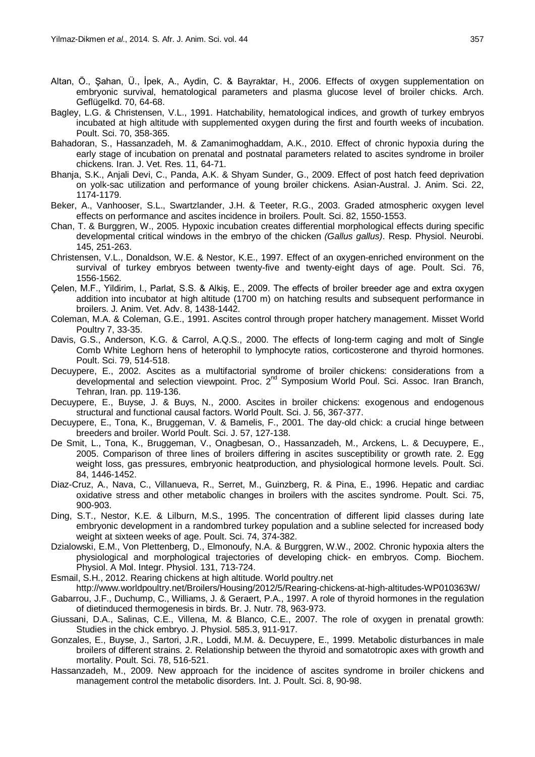Altan, Ö., Şahan, Ü., İpek, A., Aydin, C. & Bayraktar, H., 2006. Effects of oxygen supplementation on embryonic survival, hematological parameters and plasma glucose level of broiler chicks. Arch. Geflügelkd. 70, 64-68.

Bagley, L.G. & Christensen, V.L., 1991. Hatchability, hematological indices, and growth of turkey embryos incubated at high altitude with supplemented oxygen during the first and fourth weeks of incubation. Poult. Sci. 70, 358-365.

Bahadoran, S., Hassanzadeh, M. & Zamanimoghaddam, A.K., 2010. Effect of chronic hypoxia during the early stage of incubation on prenatal and postnatal parameters related to ascites syndrome in broiler chickens. Iran. J. Vet. Res. 11, 64-71.

Bhanja, S.K., Anjali Devi, C., Panda, A.K. & Shyam Sunder, G., 2009. Effect of post hatch feed deprivation on yolk-sac utilization and performance of young broiler chickens. Asian-Austral. J. Anim. Sci. 22, 1174-1179.

Beker, A., Vanhooser, S.L., Swartzlander, J.H. & Teeter, R.G., 2003. Graded atmospheric oxygen level effects on performance and ascites incidence in broilers. Poult. Sci. 82, 1550-1553.

Chan, T. & Burggren, W., 2005. Hypoxic incubation creates differential morphological effects during specific developmental critical windows in the embryo of the chicken *(Gallus gallus)*. Resp. Physiol. Neurobi. 145, 251-263.

Christensen, V.L., Donaldson, W.E. & Nestor, K.E., 1997. Effect of an oxygen-enriched environment on the survival of turkey embryos between twenty-five and twenty-eight days of age. Poult. Sci. 76, 1556-1562.

Çelen, M.F., Yildirim, I., Parlat, S.S. & Alkiş, E., 2009. The effects of broiler breeder age and extra oxygen addition into incubator at high altitude (1700 m) on hatching results and subsequent performance in broilers. J. Anim. Vet. Adv. 8, 1438-1442.

Coleman, M.A. & Coleman, G.E., 1991. Ascites control through proper hatchery management. Misset World Poultry 7, 33-35.

Davis, G.S., Anderson, K.G. & Carrol, A.Q.S., 2000. The effects of long-term caging and molt of Single Comb White Leghorn hens of heterophil to lymphocyte ratios, corticosterone and thyroid hormones. Poult. Sci. 79, 514-518.

Decuypere, E., 2002. Ascites as a multifactorial syndrome of broiler chickens: considerations from a developmental and selection viewpoint. Proc. 2nd Symposium World Poul. Sci. Assoc. Iran Branch, Tehran, Iran. pp. 119-136.

Decuypere, E., Buyse, J. & Buys, N., 2000. Ascites in broiler chickens: exogenous and endogenous structural and functional causal factors. World Poult. Sci. J. 56, 367-377.

Decuypere, E., Tona, K., Bruggeman, V. & Bamelis, F., 2001. The day-old chick: a crucial hinge between breeders and broiler. World Poult. Sci. J. 57, 127-138.

De Smit, L., Tona, K., Bruggeman, V., Onagbesan, O., Hassanzadeh, M., Arckens, L. & Decuypere, E., 2005. Comparison of three lines of broilers differing in ascites susceptibility or growth rate. 2. Egg weight loss, gas pressures, embryonic heatproduction, and physiological hormone levels. Poult. Sci. 84, 1446-1452.

Diaz-Cruz, A., Nava, C., Villanueva, R., Serret, M., Guinzberg, R. & Pina, E., 1996. Hepatic and cardiac oxidative stress and other metabolic changes in broilers with the ascites syndrome. Poult. Sci. 75, 900-903.

Ding, S.T., Nestor, K.E. & Lilburn, M.S., 1995. The concentration of different lipid classes during late embryonic development in a randombred turkey population and a subline selected for increased body weight at sixteen weeks of age. Poult. Sci. 74, 374-382.

Dzialowski, E.M., Von Plettenberg, D., Elmonoufy, N.A. & Burggren, W.W., 2002. Chronic hypoxia alters the physiological and morphological trajectories of developing chick- en embryos. Comp. Biochem. Physiol. A Mol. Integr. Physiol. 131, 713-724.

Esmail, S.H., 2012. Rearing chickens at high altitude. World poultry.net http://www.worldpoultry.net/Broilers/Housing/2012/5/Rearing-chickens-at-high-altitudes-WP010363W/

Gabarrou, J.F., Duchump, C., Williams, J. & Geraert, P.A., 1997. A role of thyroid hormones in the regulation of dietinduced thermogenesis in birds. Br. J. Nutr. 78, 963-973.

Giussani, D.A., Salinas, C.E., Villena, M. & Blanco, C.E., 2007. The role of oxygen in prenatal growth: Studies in the chick embryo. J. Physiol. 585.3, 911-917.

Gonzales, E., Buyse, J., Sartori, J.R., Loddi, M.M. &. Decuypere, E., 1999. Metabolic disturbances in male broilers of different strains. 2. Relationship between the thyroid and somatotropic axes with growth and mortality. Poult. Sci. 78, 516-521.

Hassanzadeh, M., 2009. New approach for the incidence of ascites syndrome in broiler chickens and management control the metabolic disorders. Int. J. Poult. Sci. 8, 90-98.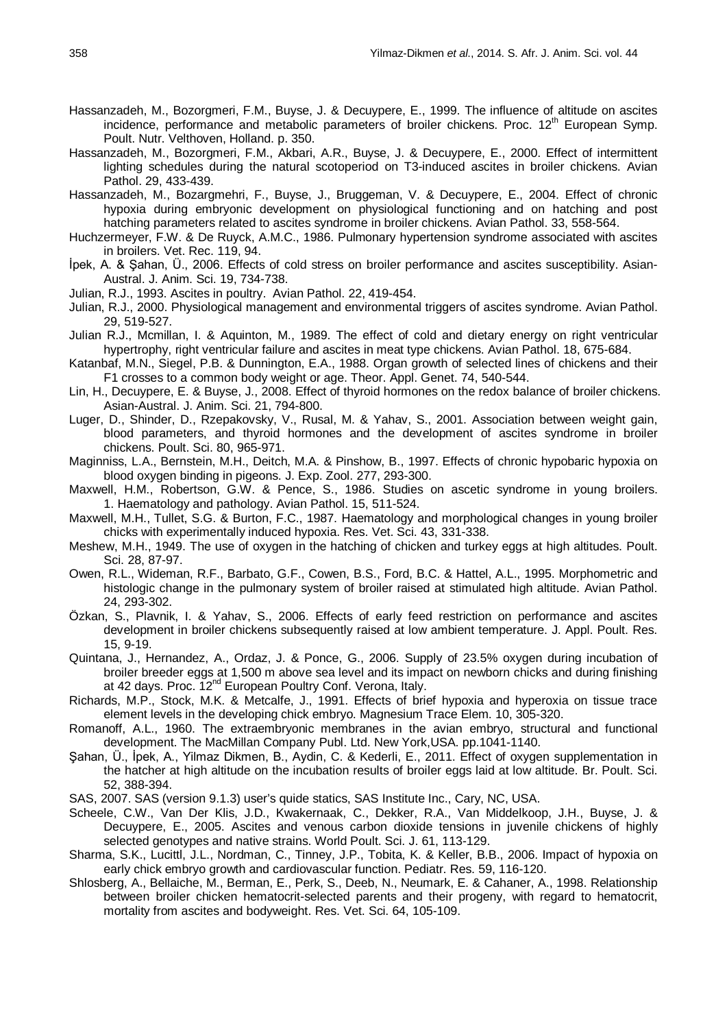Hassanzadeh, M., Bozorgmeri, F.M., Buyse, J. & Decuypere, E., 1999. The influence of altitude on ascites incidence, performance and metabolic parameters of broiler chickens. Proc. 12th European Symp. Poult. Nutr. Velthoven, Holland. p. 350.

Hassanzadeh, M., Bozorgmeri, F.M., Akbari, A.R., Buyse, J. & Decuypere, E., 2000. Effect of intermittent lighting schedules during the natural scotoperiod on T3-induced ascites in broiler chickens. Avian Pathol. 29, 433-439.

Hassanzadeh, M., Bozargmehri, F., Buyse, J., Bruggeman, V. & Decuypere, E., 2004. Effect of chronic hypoxia during embryonic development on physiological functioning and on hatching and post hatching parameters related to ascites syndrome in broiler chickens. Avian Pathol. 33, 558-564.

Huchzermeyer, F.W. & De Ruyck, A.M.C., 1986. Pulmonary hypertension syndrome associated with ascites in broilers. Vet. Rec. 119, 94.

İpek, A. & Şahan, Ü., 2006. Effects of cold stress on broiler performance and ascites susceptibility. Asian-Austral. J. Anim. Sci. 19, 734-738.

Julian, R.J., 1993. Ascites in poultry. Avian Pathol. 22, 419-454.

Julian, R.J., 2000. Physiological management and environmental triggers of ascites syndrome. Avian Pathol. 29, 519-527.

Julian R.J., Mcmillan, I. & Aquinton, M., 1989. The effect of cold and dietary energy on right ventricular hypertrophy, right ventricular failure and ascites in meat type chickens. Avian Pathol. 18, 675-684.

Katanbaf, M.N., Siegel, P.B. & Dunnington, E.A., 1988. Organ growth of selected lines of chickens and their F1 crosses to a common body weight or age. Theor. Appl. Genet. 74, 540-544.

Lin, H., Decuypere, E. & Buyse, J., 2008. Effect of thyroid hormones on the redox balance of broiler chickens. Asian-Austral. J. Anim. Sci. 21, 794-800.

Luger, D., Shinder, D., Rzepakovsky, V., Rusal, M. & Yahav, S., 2001. Association between weight gain, blood parameters, and thyroid hormones and the development of ascites syndrome in broiler chickens. Poult. Sci. 80, 965-971.

Maginniss, L.A., Bernstein, M.H., Deitch, M.A. & Pinshow, B., 1997. Effects of chronic hypobaric hypoxia on blood oxygen binding in pigeons. J. Exp. Zool. 277, 293-300.

Maxwell, H.M., Robertson, G.W. & Pence, S., 1986. Studies on ascetic syndrome in young broilers. 1. Haematology and pathology. Avian Pathol. 15, 511-524.

Maxwell, M.H., Tullet, S.G. & Burton, F.C., 1987. Haematology and morphological changes in young broiler chicks with experimentally induced hypoxia. Res. Vet. Sci. 43, 331-338.

Meshew, M.H., 1949. The use of oxygen in the hatching of chicken and turkey eggs at high altitudes. Poult. Sci. 28, 87-97.

Owen, R.L., Wideman, R.F., Barbato, G.F., Cowen, B.S., Ford, B.C. & Hattel, A.L., 1995. Morphometric and histologic change in the pulmonary system of broiler raised at stimulated high altitude. Avian Pathol. 24, 293-302.

Özkan, S., Plavnik, I. & Yahav, S., 2006. Effects of early feed restriction on performance and ascites development in broiler chickens subsequently raised at low ambient temperature. J. Appl. Poult. Res. 15, 9-19.

Quintana, J., Hernandez, A., Ordaz, J. & Ponce, G., 2006. Supply of 23.5% oxygen during incubation of broiler breeder eggs at 1,500 m above sea level and its impact on newborn chicks and during finishing at 42 days. Proc. 12nd European Poultry Conf. Verona, Italy.

Richards, M.P., Stock, M.K. & Metcalfe, J., 1991. Effects of brief hypoxia and hyperoxia on tissue trace element levels in the developing chick embryo. Magnesium Trace Elem. 10, 305-320.

Romanoff, A.L., 1960. The extraembryonic membranes in the avian embryo, structural and functional development. The MacMillan Company Publ. Ltd. New York,USA. pp.1041-1140.

Şahan, Ü., İpek, A., Yilmaz Dikmen, B., Aydin, C. & Kederli, E., 2011. Effect of oxygen supplementation in the hatcher at high altitude on the incubation results of broiler eggs laid at low altitude. Br. Poult. Sci. 52, 388-394.

SAS, 2007. SAS (version 9.1.3) user's quide statics, SAS Institute Inc., Cary, NC, USA.

Scheele, C.W., Van Der Klis, J.D., Kwakernaak, C., Dekker, R.A., Van Middelkoop, J.H., Buyse, J. & Decuypere, E., 2005. Ascites and venous carbon dioxide tensions in juvenile chickens of highly selected genotypes and native strains. World Poult. Sci. J. 61, 113-129.

Sharma, S.K., Lucittl, J.L., Nordman, C., Tinney, J.P., Tobita, K. & Keller, B.B., 2006. Impact of hypoxia on early chick embryo growth and cardiovascular function. Pediatr. Res. 59, 116-120.

Shlosberg, A., Bellaiche, M., Berman, E., Perk, S., Deeb, N., Neumark, E. & Cahaner, A., 1998. Relationship between broiler chicken hematocrit-selected parents and their progeny, with regard to hematocrit, mortality from ascites and bodyweight. Res. Vet. Sci. 64, 105-109.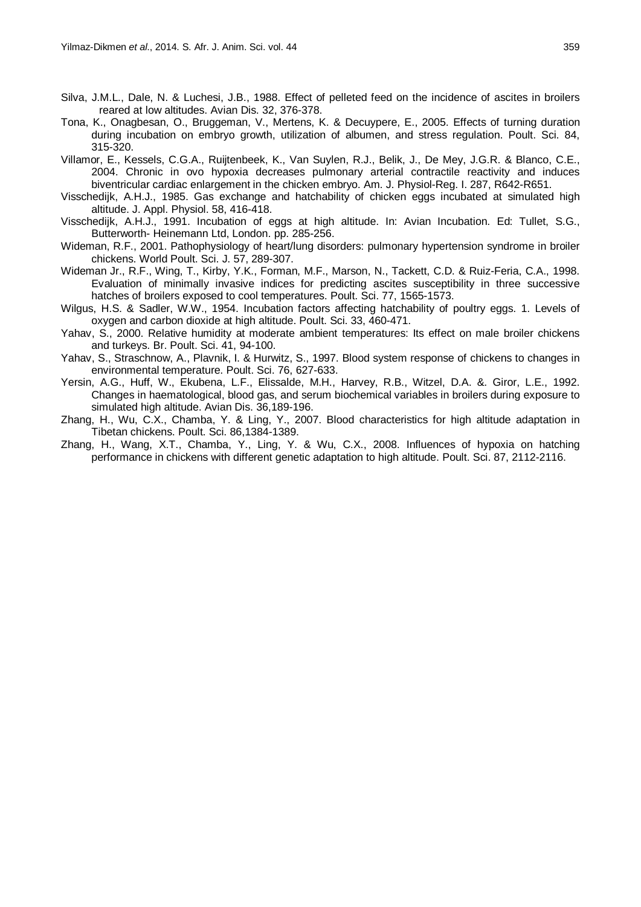Silva, J.M.L., Dale, N. & Luchesi, J.B., 1988. Effect of pelleted feed on the incidence of ascites in broilers reared at low altitudes. Avian Dis. 32, 376-378.

Tona, K., Onagbesan, O., Bruggeman, V., Mertens, K. & Decuypere, E., 2005. Effects of turning duration during incubation on embryo growth, utilization of albumen, and stress regulation. Poult. Sci. 84, 315-320.

Villamor, E., Kessels, C.G.A., Ruijtenbeek, K., Van Suylen, R.J., Belik, J., De Mey, J.G.R. & Blanco, C.E., 2004. Chronic in ovo hypoxia decreases pulmonary arterial contractile reactivity and induces biventricular cardiac enlargement in the chicken embryo. Am. J. Physiol-Reg. I. 287, R642-R651.

Visschedijk, A.H.J., 1985. Gas exchange and hatchability of chicken eggs incubated at simulated high altitude. J. Appl. Physiol. 58, 416-418.

Visschedijk, A.H.J., 1991. Incubation of eggs at high altitude. In: Avian Incubation. Ed: Tullet, S.G., Butterworth- Heinemann Ltd, London. pp. 285-256.

Wideman, R.F., 2001. Pathophysiology of heart/lung disorders: pulmonary hypertension syndrome in broiler chickens. World Poult. Sci. J. 57, 289-307.

Wideman Jr., R.F., Wing, T., Kirby, Y.K., Forman, M.F., Marson, N., Tackett, C.D. & Ruiz-Feria, C.A., 1998. Evaluation of minimally invasive indices for predicting ascites susceptibility in three successive hatches of broilers exposed to cool temperatures. Poult. Sci. 77, 1565-1573.

Wilgus, H.S. & Sadler, W.W., 1954. Incubation factors affecting hatchability of poultry eggs. 1. Levels of oxygen and carbon dioxide at high altitude. Poult. Sci. 33, 460-471.

Yahav, S., 2000. Relative humidity at moderate ambient temperatures: Its effect on male broiler chickens and turkeys. Br. Poult. Sci. 41, 94-100.

Yahav, S., Straschnow, A., Plavnik, I. & Hurwitz, S., 1997. Blood system response of chickens to changes in environmental temperature. Poult. Sci. 76, 627-633.

Yersin, A.G., Huff, W., Ekubena, L.F., Elissalde, M.H., Harvey, R.B., Witzel, D.A. &. Giror, L.E., 1992. Changes in haematological, blood gas, and serum biochemical variables in broilers during exposure to simulated high altitude. Avian Dis. 36,189-196.

Zhang, H., Wu, C.X., Chamba, Y. & Ling, Y., 2007. Blood characteristics for high altitude adaptation in Tibetan chickens. Poult. Sci. 86,1384-1389.

Zhang, H., Wang, X.T., Chamba, Y., Ling, Y. & Wu, C.X., 2008. Influences of hypoxia on hatching performance in chickens with different genetic adaptation to high altitude. Poult. Sci. 87, 2112-2116.